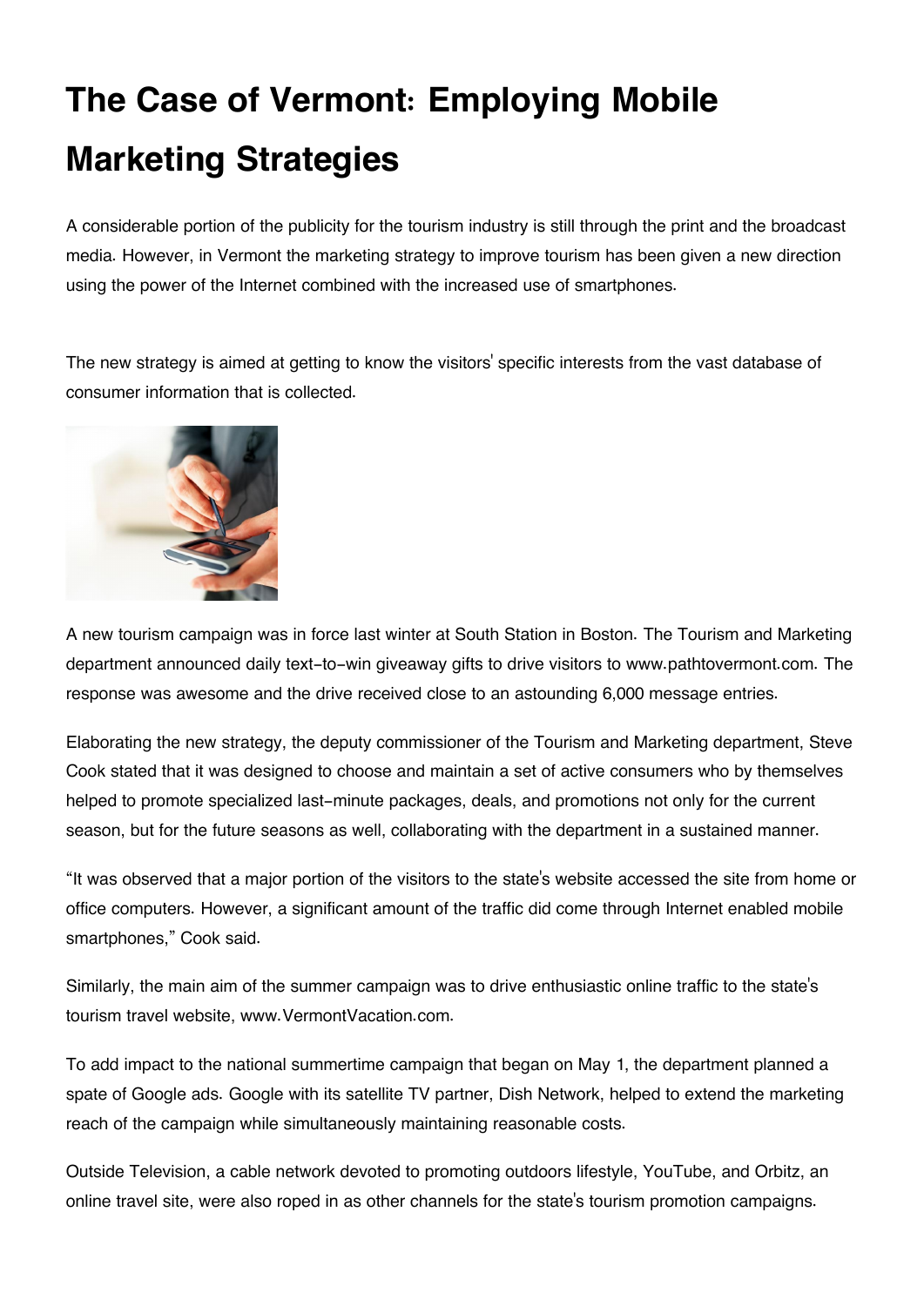# The Case of Vermont: Employing Mobile Marketing Strategies

A considerable portion of the publicity for the tourism industry is still through the print and the broadcast media. However, in Vermont the marketing strategy to improve tourism has been given a new direction using the power of the Internet combined with the increased use of smartphones.

The new strategy is aimed at getting to know the visitors' specific interests from the vast database of consumer information that is collected.

A new tourism campaign was in force last winter at South Station in Boston. The Tourism and Marketing department announced daily text-to-win giveaway gifts to drive visitors to www.pathtovermont.com. The response was awesome and the drive received close to an astounding 6,000 message entries.

Elaborating the new strategy, the deputy commissioner of the Tourism and Marketing department, Steve Cook stated that it was designed to choose and maintain a set of active consumers who by themselves helped to promote specialized last-minute packages, deals, and promotions not only for the current season, but for the future seasons as well, collaborating with the department in a sustained manner.

"It was observed that a major portion of the visitors to the state's website accessed the site from home or office computers. However, a significant amount of the traffic did come through Internet enabled mobile smartphones," Cook said.

Similarly, the main aim of the summer campaign was to drive enthusiastic online traffic to the state's tourism travel website, www.VermontVacation.com.

To add impact to the national summertime campaign that began on May 1, the department planned a spate of Google ads. Google with its satellite TV partner, Dish Network, helped to extend the marketing reach of the campaign while simultaneously maintaining reasonable costs.

Outside Television, a cable network devoted to promoting outdoors lifestyle, YouTube, and Orbitz, an online travel site, were also roped in as other channels for the state's tourism promotion campaigns.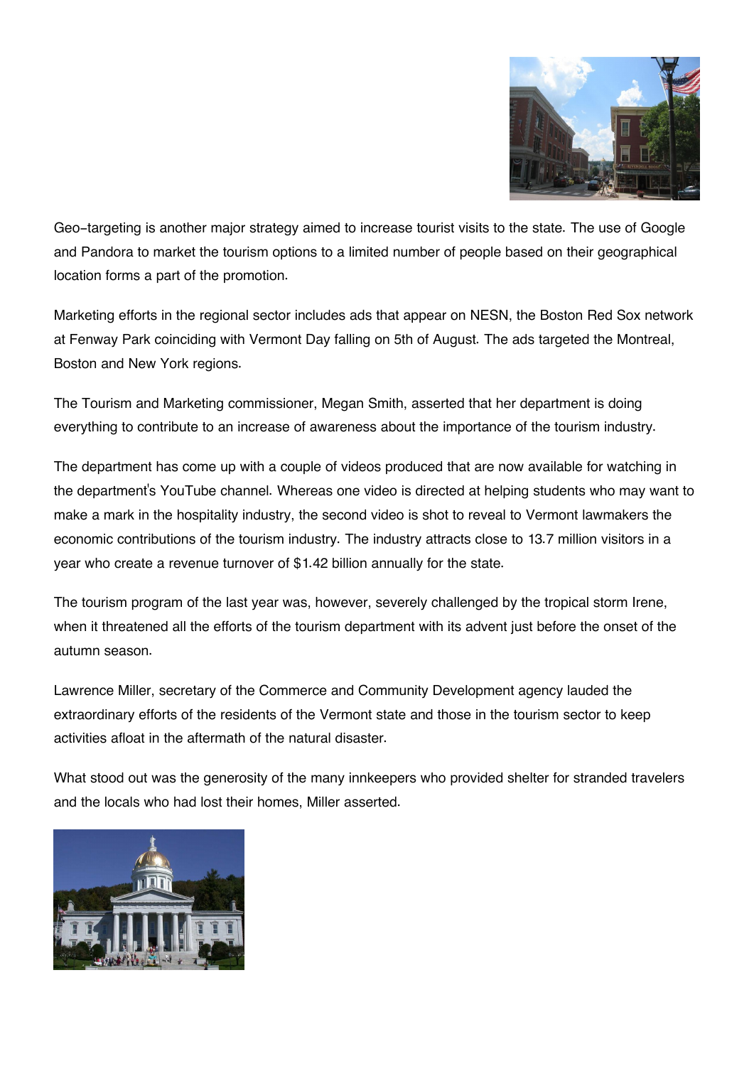Geo-targeting is another major strategy aimed to increase tourist visits to the state. The use of Google and Pandora to market the tourism options to a limited number of people based on their geographical location forms a part of the promotion.

Marketing efforts in the regional sector includes ads that appear on NESN, the Boston Red Sox network at Fenway Park coinciding with Vermont Day falling on 5th of August. The ads targeted the Montreal, Boston and New York regions.

The Tourism and Marketing commissioner, Megan Smith, asserted that her department is doing everything to contribute to an increase of awareness about the importance of the tourism industry.

The department has come up with a couple of videos produced that are now available for watching in the department's YouTube channel. Whereas one video is directed at helping students who may want to make a mark in the hospitality industry, the second video is shot to reveal to Vermont lawmakers the economic contributions of the tourism industry. The industry attracts close to 13.7 million visitors in a year who create a revenue turnover of $1.42 billion annually for the state.

The tourism program of the last year was, however, severely challenged by the tropical storm Irene, when it threatened all the efforts of the tourism department with its advent just before the onset of the autumn season.

Lawrence Miller, secretary of the Commerce and Community Development agency lauded the extraordinary efforts of the residents of the Vermont state and those in the tourism sector to keep activities afloat in the aftermath of the natural disaster.

What stood out was the generosity of the many innkeepers who provided shelter for stranded travelers and the locals who had lost their homes, Miller asserted.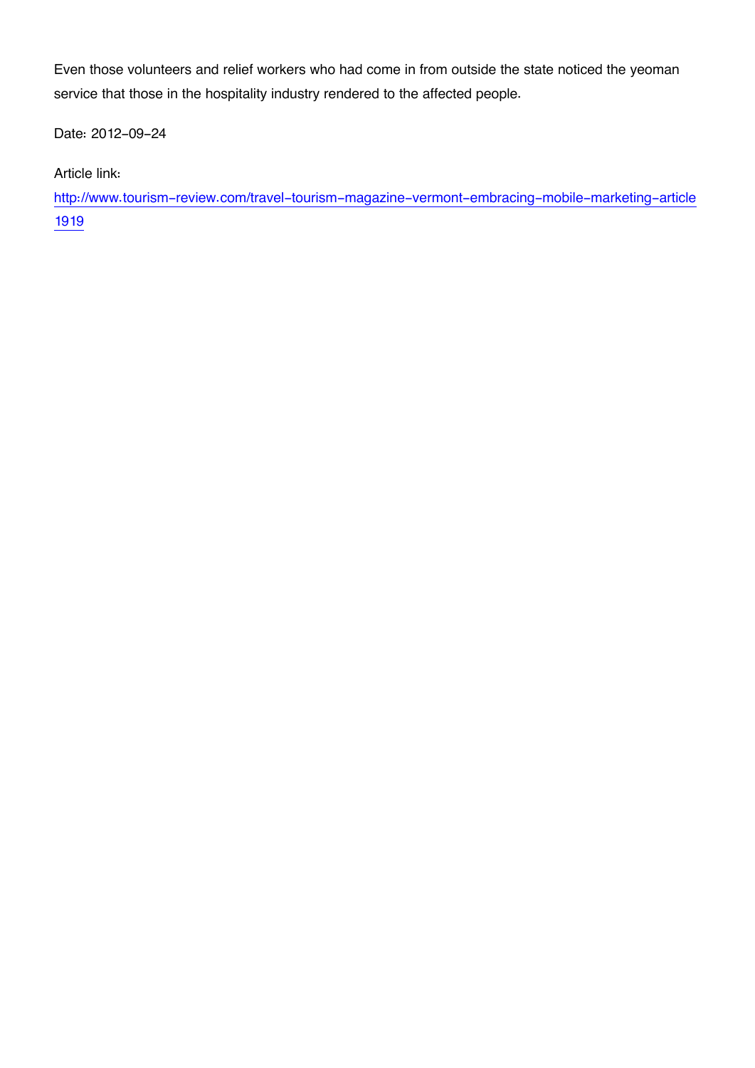Even those volunteers and relief workers who had come in from outside the state noticed the yeoman service that those in the hospitality industry rendered to the affected people.

Date: 2012-09-24

Article link:
[http://www.tourism-review.com/travel-tourism-magazine-vermont-embracing-mobile-marketing-article1919](http://www.tourism-review.com/travel-tourism-magazine-vermont-embracing-mobile-marketing-article1919)